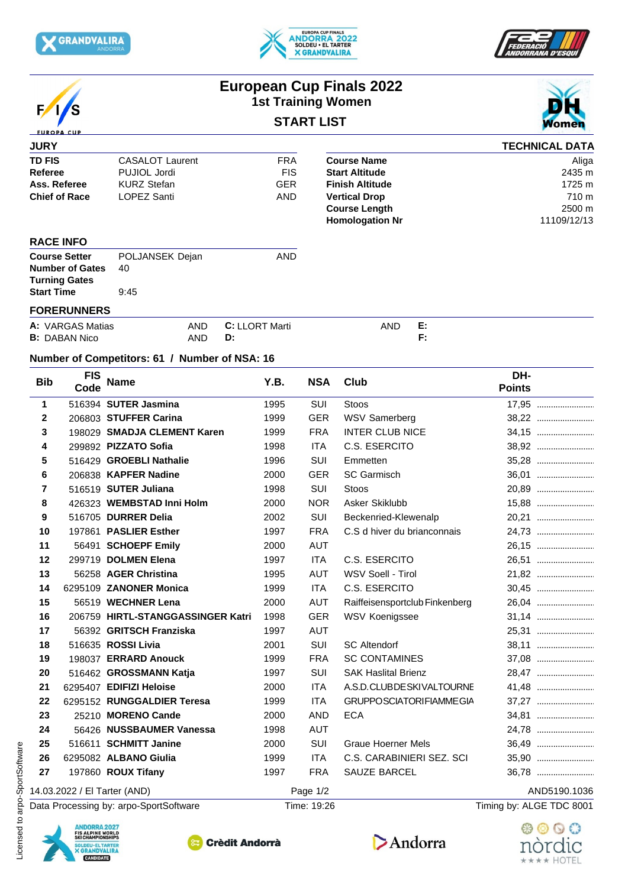# European Cup Finals 2022

## 1st Training Women

### START LIST

DH Women

## JURY

| | | |
|---|---|---|
| **TD FIS** | CASALOT Laurent | FRA |
| **Referee** | PUJIOL Jordi | FIS |
| **Ass. Referee** | KURZ Stefan | GER |
| **Chief of Race** | LOPEZ Santi | AND |

## TECHNICAL DATA

| | |
|---|---|
| **Course Name** | Aliga |
| **Start Altitude** | 2435 m |
| **Finish Altitude** | 1725 m |
| **Vertical Drop** | 710 m |
| **Course Length** | 2500 m |
| **Homologation Nr** | 11109/12/13 |

## RACE INFO

| | | |
|---|---|---|
| **Course Setter** | POLJANSEK Dejan | AND |
| **Number of Gates** | 40 | |
| **Turning Gates** | | |
| **Start Time** | 9:45 | |

## FORERUNNERS

| | | | | |
|---|---|---|---|---|
| **A:** VARGAS Matias | AND | **C:** LLORT Marti | AND | **E:** |
| **B:** DABAN Nico | AND | **D:** | | **F:** |

**Number of Competitors: 61 / Number of NSA: 16**

| Bib | FIS Code | Name | Y.B. | NSA | Club | DH-Points |
|---|---|---|---|---|---|---|
| 1 | 516394 | **SUTER Jasmina** | 1995 | SUI | Stoos | 17,95 |
| 2 | 206803 | **STUFFER Carina** | 1999 | GER | WSV Samerberg | 38,22 |
| 3 | 198029 | **SMADJA CLEMENT Karen** | 1999 | FRA | INTER CLUB NICE | 34,15 |
| 4 | 299892 | **PIZZATO Sofia** | 1998 | ITA | C.S. ESERCITO | 38,92 |
| 5 | 516429 | **GROEBLI Nathalie** | 1996 | SUI | Emmetten | 35,28 |
| 6 | 206838 | **KAPFER Nadine** | 2000 | GER | SC Garmisch | 36,01 |
| 7 | 516519 | **SUTER Juliana** | 1998 | SUI | Stoos | 20,89 |
| 8 | 426323 | **WEMBSTAD Inni Holm** | 2000 | NOR | Asker Skiklubb | 15,88 |
| 9 | 516705 | **DURRER Delia** | 2002 | SUI | Beckenried-Klewenalp | 20,21 |
| 10 | 197861 | **PASLIER Esther** | 1997 | FRA | C.S d hiver du brianconnais | 24,73 |
| 11 | 56491 | **SCHOEPF Emily** | 2000 | AUT | | 26,15 |
| 12 | 299719 | **DOLMEN Elena** | 1997 | ITA | C.S. ESERCITO | 26,51 |
| 13 | 56258 | **AGER Christina** | 1995 | AUT | WSV Soell - Tirol | 21,82 |
| 14 | 6295109 | **ZANONER Monica** | 1999 | ITA | C.S. ESERCITO | 30,45 |
| 15 | 56519 | **WECHNER Lena** | 2000 | AUT | Raiffeisensportclub Finkenberg | 26,04 |
| 16 | 206759 | **HIRTL-STANGGASSINGER Katri** | 1998 | GER | WSV Koenigssee | 31,14 |
| 17 | 56392 | **GRITSCH Franziska** | 1997 | AUT | | 25,31 |
| 18 | 516635 | **ROSSI Livia** | 2001 | SUI | SC Altendorf | 38,11 |
| 19 | 198037 | **ERRARD Anouck** | 1999 | FRA | SC CONTAMINES | 37,08 |
| 20 | 516462 | **GROSSMANN Katja** | 1997 | SUI | SAK Haslital Brienz | 28,47 |
| 21 | 6295407 | **EDIFIZI Heloise** | 2000 | ITA | A.S.D.CLUBDESKIVALTOURNE | 41,48 |
| 22 | 6295152 | **RUNGGALDIER Teresa** | 1999 | ITA | GRUPPOSCIATORIFIAMMEGIA | 37,27 |
| 23 | 25210 | **MORENO Cande** | 2000 | AND | ECA | 34,81 |
| 24 | 56426 | **NUSSBAUMER Vanessa** | 1998 | AUT | | 24,78 |
| 25 | 516611 | **SCHMITT Janine** | 2000 | SUI | Graue Hoerner Mels | 36,49 |
| 26 | 6295082 | **ALBANO Giulia** | 1999 | ITA | C.S. CARABINIERI SEZ. SCI | 35,90 |
| 27 | 197860 | **ROUX Tifany** | 1997 | FRA | SAUZE BARCEL | 36,78 |

14.03.2022 / El Tarter (AND) — AND5190.1036

Data Processing by: arpo-SportSoftware — Time: 19:26 — Timing by: ALGE TDC 8001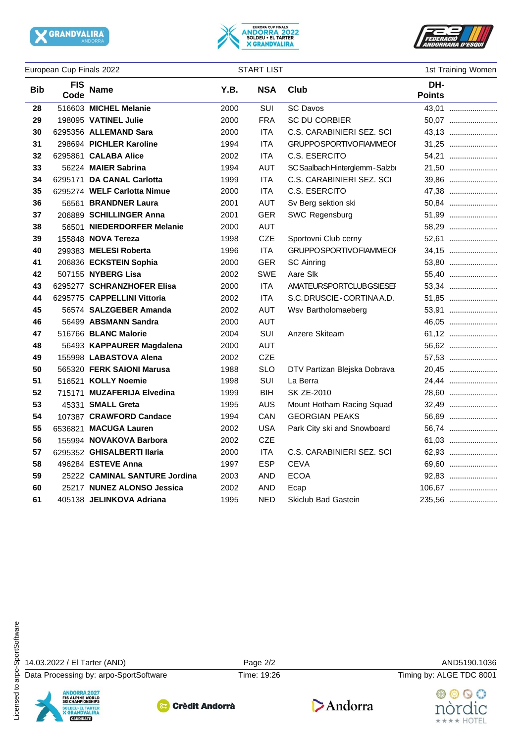European Cup Finals 2022 | START LIST | 1st Training Women

| Bib | FIS Code | Name | Y.B. | NSA | Club | DH-Points |
|---|---|---|---|---|---|---|
| 28 | 516603 | **MICHEL Melanie** | 2000 | SUI | SC Davos | 43,01 |
| 29 | 198095 | **VATINEL Julie** | 2000 | FRA | SC DU CORBIER | 50,07 |
| 30 | 6295356 | **ALLEMAND Sara** | 2000 | ITA | C.S. CARABINIERI SEZ. SCI | 43,13 |
| 31 | 298694 | **PICHLER Karoline** | 1994 | ITA | GRUPPOSPORTIVOFIAMMEOF | 31,25 |
| 32 | 6295861 | **CALABA Alice** | 2002 | ITA | C.S. ESERCITO | 54,21 |
| 33 | 56224 | **MAIER Sabrina** | 1994 | AUT | SC Saalbach Hinterglemm-Salzbu | 21,50 |
| 34 | 6295171 | **DA CANAL Carlotta** | 1999 | ITA | C.S. CARABINIERI SEZ. SCI | 39,86 |
| 35 | 6295274 | **WELF Carlotta Nimue** | 2000 | ITA | C.S. ESERCITO | 47,38 |
| 36 | 56561 | **BRANDNER Laura** | 2001 | AUT | Sv Berg sektion ski | 50,84 |
| 37 | 206889 | **SCHILLINGER Anna** | 2001 | GER | SWC Regensburg | 51,99 |
| 38 | 56501 | **NIEDERDORFER Melanie** | 2000 | AUT | | 58,29 |
| 39 | 155848 | **NOVA Tereza** | 1998 | CZE | Sportovni Club cerny | 52,61 |
| 40 | 299383 | **MELESI Roberta** | 1996 | ITA | GRUPPOSPORTIVOFIAMMEOF | 34,15 |
| 41 | 206836 | **ECKSTEIN Sophia** | 2000 | GER | SC Ainring | 53,80 |
| 42 | 507155 | **NYBERG Lisa** | 2002 | SWE | Aare Slk | 55,40 |
| 43 | 6295277 | **SCHRANZHOFER Elisa** | 2000 | ITA | AMATEURSPORTCLUBGSIESEF | 53,34 |
| 44 | 6295775 | **CAPPELLINI Vittoria** | 2002 | ITA | S.C. DRUSCIE-CORTINA A.D. | 51,85 |
| 45 | 56574 | **SALZGEBER Amanda** | 2002 | AUT | Wsv Bartholomaeberg | 53,91 |
| 46 | 56499 | **ABSMANN Sandra** | 2000 | AUT | | 46,05 |
| 47 | 516766 | **BLANC Malorie** | 2004 | SUI | Anzere Skiteam | 61,12 |
| 48 | 56493 | **KAPPAURER Magdalena** | 2000 | AUT | | 56,62 |
| 49 | 155998 | **LABASTOVA Alena** | 2002 | CZE | | 57,53 |
| 50 | 565320 | **FERK SAIONI Marusa** | 1988 | SLO | DTV Partizan Blejska Dobrava | 20,45 |
| 51 | 516521 | **KOLLY Noemie** | 1998 | SUI | La Berra | 24,44 |
| 52 | 715171 | **MUZAFERIJA Elvedina** | 1999 | BIH | SK ZE-2010 | 28,60 |
| 53 | 45331 | **SMALL Greta** | 1995 | AUS | Mount Hotham Racing Squad | 32,49 |
| 54 | 107387 | **CRAWFORD Candace** | 1994 | CAN | GEORGIAN PEAKS | 56,69 |
| 55 | 6536821 | **MACUGA Lauren** | 2002 | USA | Park City ski and Snowboard | 56,74 |
| 56 | 155994 | **NOVAKOVA Barbora** | 2002 | CZE | | 61,03 |
| 57 | 6295352 | **GHISALBERTI Ilaria** | 2000 | ITA | C.S. CARABINIERI SEZ. SCI | 62,93 |
| 58 | 496284 | **ESTEVE Anna** | 1997 | ESP | CEVA | 69,60 |
| 59 | 25222 | **CAMINAL SANTURE Jordina** | 2003 | AND | ECOA | 92,83 |
| 60 | 25217 | **NUNEZ ALONSO Jessica** | 2002 | AND | Ecap | 106,67 |
| 61 | 405138 | **JELINKOVA Adriana** | 1995 | NED | Skiclub Bad Gastein | 235,56 |

14.03.2022 / El Tarter (AND) | AND5190.1036

Data Processing by: arpo-SportSoftware | Time: 19:26 | Timing by: ALGE TDC 8001